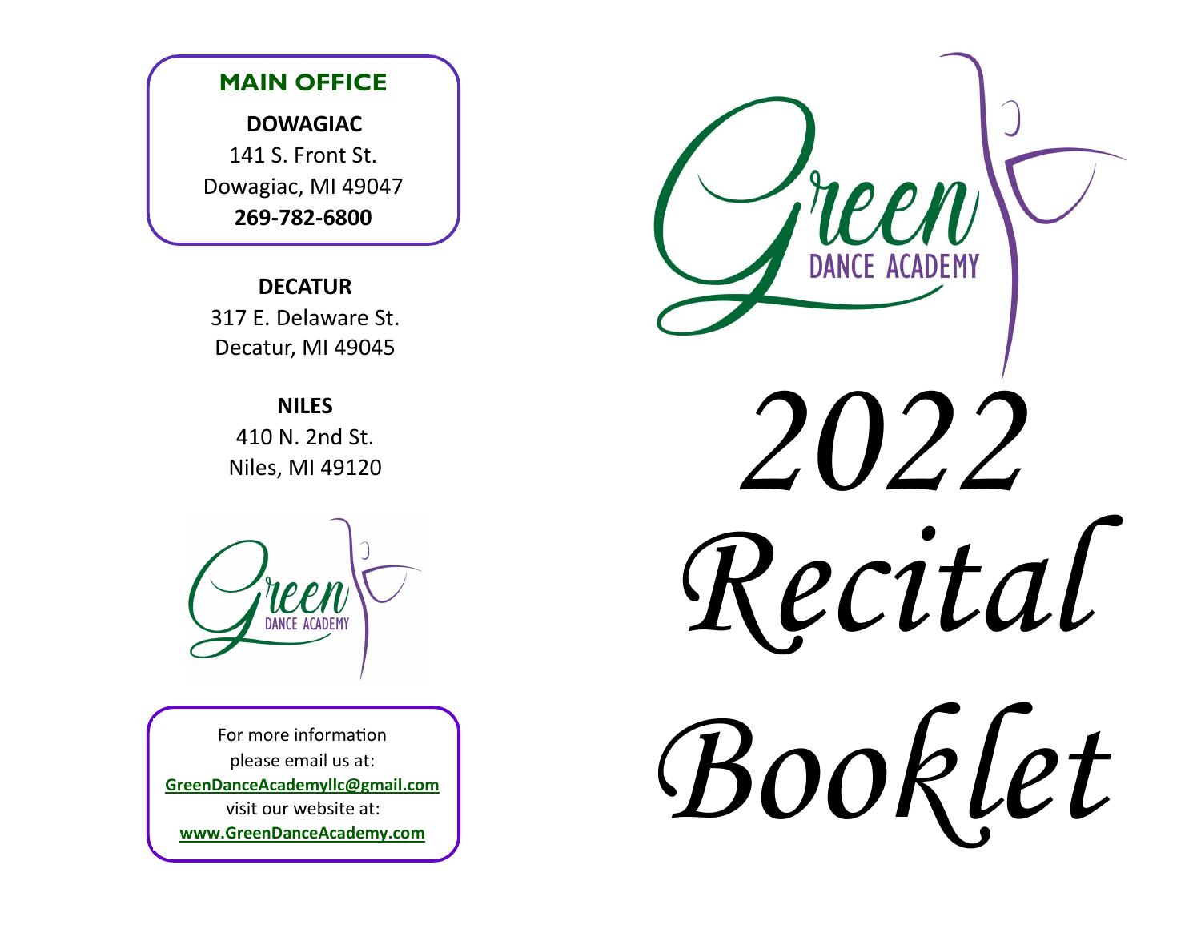## MAIN OFFICE

**DOWAGIAC**
141 S. Front St.
Dowagiac, MI 49047
**269-782-6800**

**DECATUR**
317 E. Delaware St.
Decatur, MI 49045

**NILES**
410 N. 2nd St.
Niles, MI 49120

Green DANCE ACADEMY

For more information please email us at:
**GreenDanceAcademyllc@gmail.com**
visit our website at:
**www.GreenDanceAcademy.com**

Green DANCE ACADEMY

# *2022 Recital Booklet*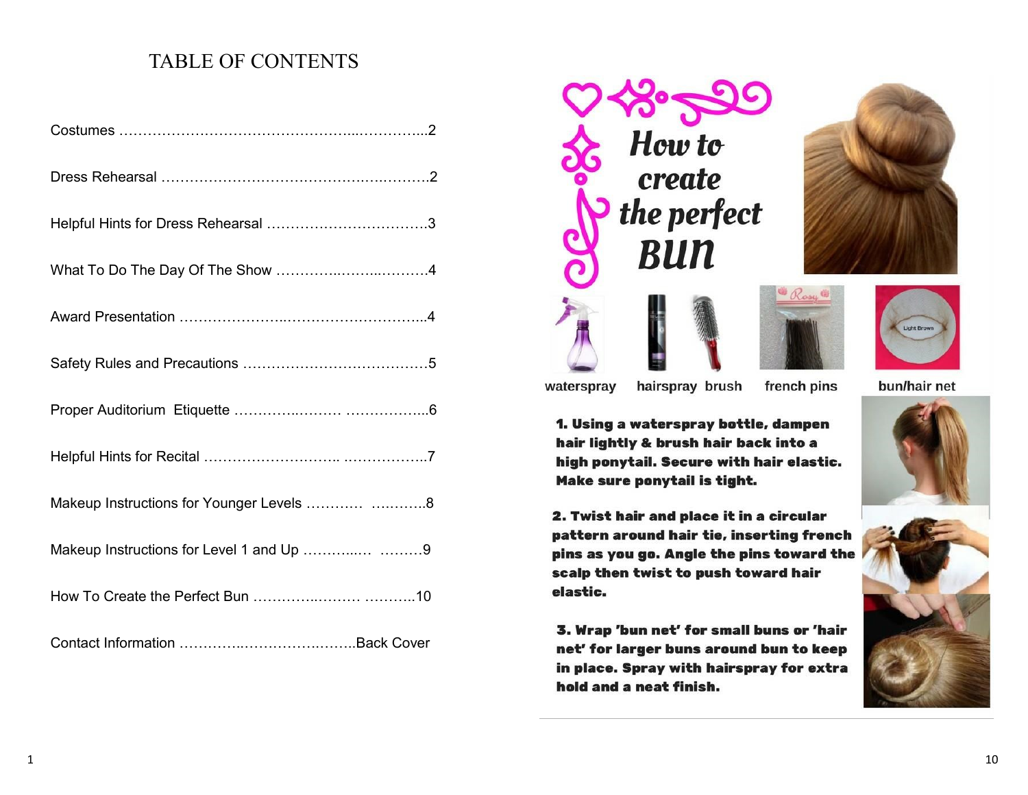# TABLE OF CONTENTS

| | |
|---|---|
| Costumes | 2 |
| Dress Rehearsal | 2 |
| Helpful Hints for Dress Rehearsal | 3 |
| What To Do The Day Of The Show | 4 |
| Award Presentation | 4 |
| Safety Rules and Precautions | 5 |
| Proper Auditorium Etiquette | 6 |
| Helpful Hints for Recital | 7 |
| Makeup Instructions for Younger Levels | 8 |
| Makeup Instructions for Level 1 and Up | 9 |
| How To Create the Perfect Bun | 10 |
| Contact Information | Back Cover |

# How to create the perfect BUN

waterspray hairspray brush french pins bun/hair net

**1. Using a waterspray bottle, dampen hair lightly & brush hair back into a high ponytail. Secure with hair elastic. Make sure ponytail is tight.**

**2. Twist hair and place it in a circular pattern around hair tie, inserting french pins as you go. Angle the pins toward the scalp then twist to push toward hair elastic.**

**3. Wrap 'bun net' for small buns or 'hair net' for larger buns around bun to keep in place. Spray with hairspray for extra hold and a neat finish.**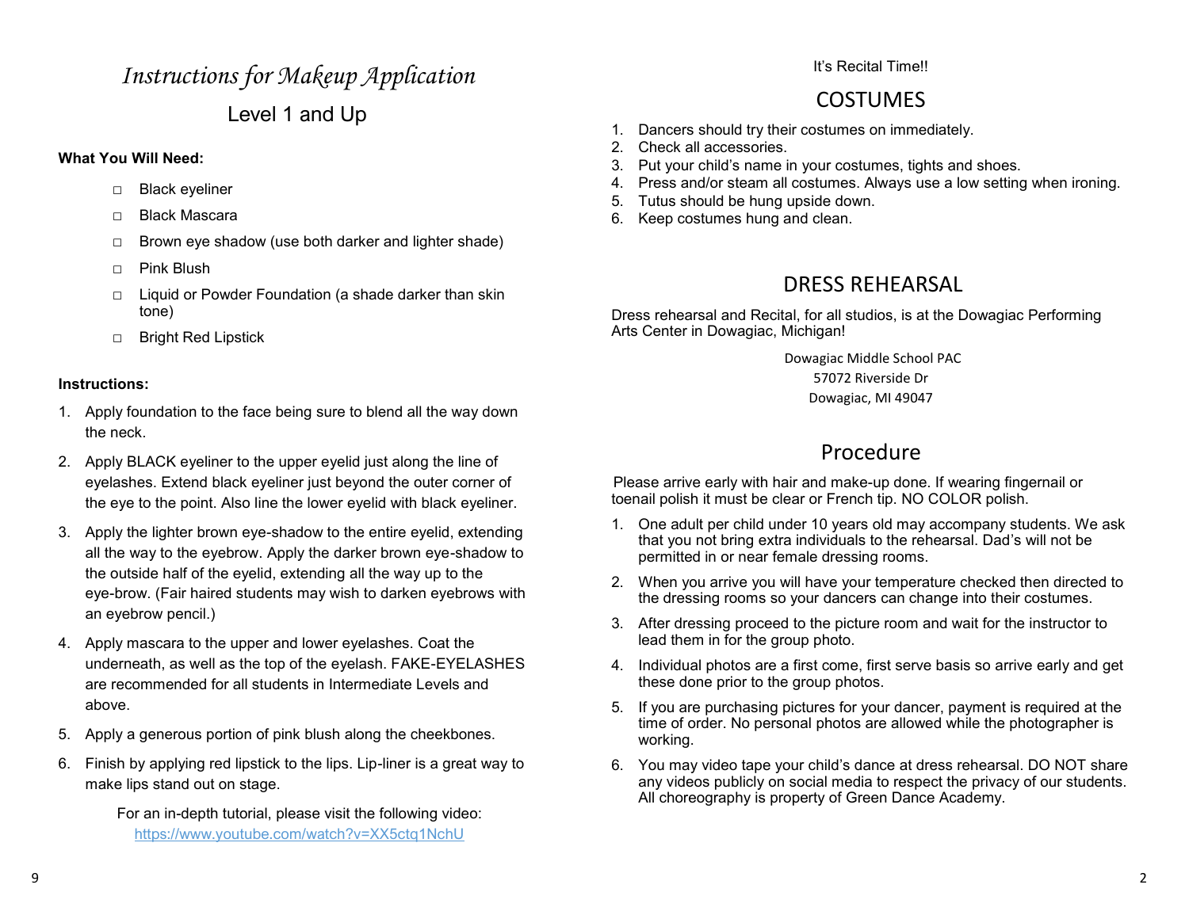# *Instructions for Makeup Application*

## Level 1 and Up

**What You Will Need:**

- □ Black eyeliner
- □ Black Mascara
- □ Brown eye shadow (use both darker and lighter shade)
- □ Pink Blush
- □ Liquid or Powder Foundation (a shade darker than skin tone)
- □ Bright Red Lipstick

**Instructions:**

1. Apply foundation to the face being sure to blend all the way down the neck.
2. Apply BLACK eyeliner to the upper eyelid just along the line of eyelashes. Extend black eyeliner just beyond the outer corner of the eye to the point. Also line the lower eyelid with black eyeliner.
3. Apply the lighter brown eye-shadow to the entire eyelid, extending all the way to the eyebrow. Apply the darker brown eye-shadow to the outside half of the eyelid, extending all the way up to the eye-brow. (Fair haired students may wish to darken eyebrows with an eyebrow pencil.)
4. Apply mascara to the upper and lower eyelashes. Coat the underneath, as well as the top of the eyelash. FAKE-EYELASHES are recommended for all students in Intermediate Levels and above.
5. Apply a generous portion of pink blush along the cheekbones.
6. Finish by applying red lipstick to the lips. Lip-liner is a great way to make lips stand out on stage.

For an in-depth tutorial, please visit the following video:
https://www.youtube.com/watch?v=XX5ctq1NchU

It's Recital Time!!

## COSTUMES

1. Dancers should try their costumes on immediately.
2. Check all accessories.
3. Put your child's name in your costumes, tights and shoes.
4. Press and/or steam all costumes. Always use a low setting when ironing.
5. Tutus should be hung upside down.
6. Keep costumes hung and clean.

## DRESS REHEARSAL

Dress rehearsal and Recital, for all studios, is at the Dowagiac Performing Arts Center in Dowagiac, Michigan!

Dowagiac Middle School PAC
57072 Riverside Dr
Dowagiac, MI 49047

## Procedure

Please arrive early with hair and make-up done. If wearing fingernail or toenail polish it must be clear or French tip. NO COLOR polish.

1. One adult per child under 10 years old may accompany students. We ask that you not bring extra individuals to the rehearsal. Dad's will not be permitted in or near female dressing rooms.
2. When you arrive you will have your temperature checked then directed to the dressing rooms so your dancers can change into their costumes.
3. After dressing proceed to the picture room and wait for the instructor to lead them in for the group photo.
4. Individual photos are a first come, first serve basis so arrive early and get these done prior to the group photos.
5. If you are purchasing pictures for your dancer, payment is required at the time of order. No personal photos are allowed while the photographer is working.
6. You may video tape your child's dance at dress rehearsal. DO NOT share any videos publicly on social media to respect the privacy of our students. All choreography is property of Green Dance Academy.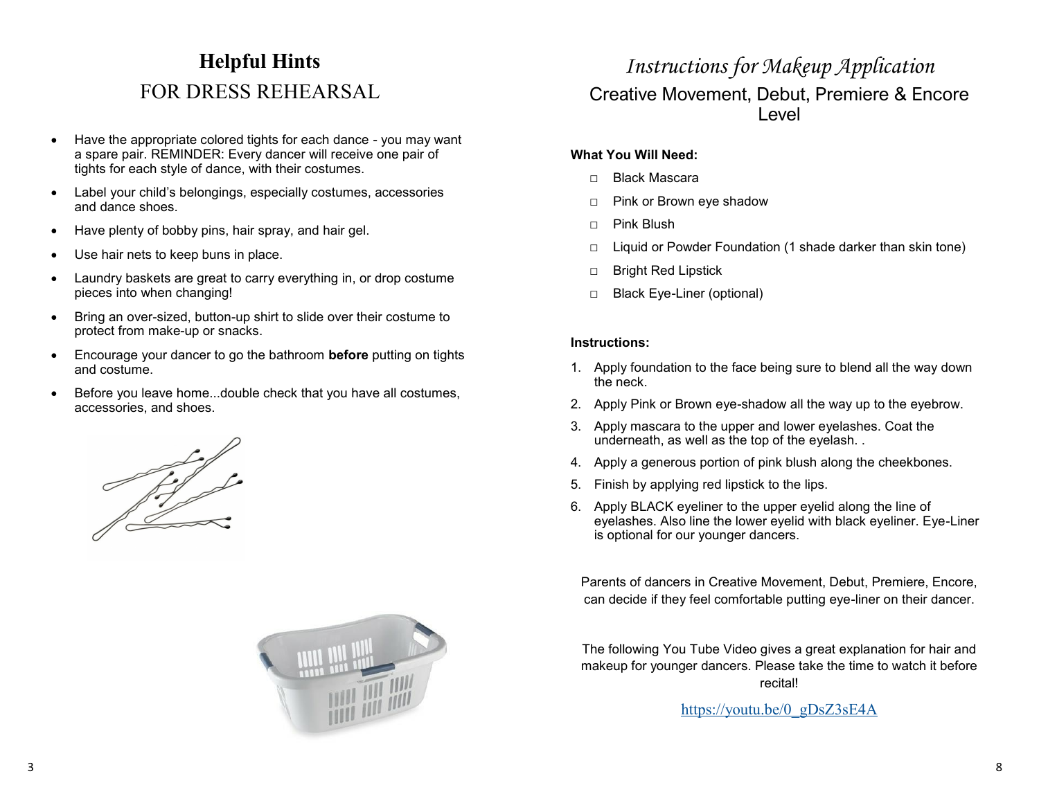# Helpful Hints

## FOR DRESS REHEARSAL

- Have the appropriate colored tights for each dance - you may want a spare pair. REMINDER: Every dancer will receive one pair of tights for each style of dance, with their costumes.
- Label your child's belongings, especially costumes, accessories and dance shoes.
- Have plenty of bobby pins, hair spray, and hair gel.
- Use hair nets to keep buns in place.
- Laundry baskets are great to carry everything in, or drop costume pieces into when changing!
- Bring an over-sized, button-up shirt to slide over their costume to protect from make-up or snacks.
- Encourage your dancer to go the bathroom **before** putting on tights and costume.
- Before you leave home...double check that you have all costumes, accessories, and shoes.

# *Instructions for Makeup Application*

## Creative Movement, Debut, Premiere & Encore Level

**What You Will Need:**

- □ Black Mascara
- □ Pink or Brown eye shadow
- □ Pink Blush
- □ Liquid or Powder Foundation (1 shade darker than skin tone)
- □ Bright Red Lipstick
- □ Black Eye-Liner (optional)

**Instructions:**

1. Apply foundation to the face being sure to blend all the way down the neck.
2. Apply Pink or Brown eye-shadow all the way up to the eyebrow.
3. Apply mascara to the upper and lower eyelashes. Coat the underneath, as well as the top of the eyelash. .
4. Apply a generous portion of pink blush along the cheekbones.
5. Finish by applying red lipstick to the lips.
6. Apply BLACK eyeliner to the upper eyelid along the line of eyelashes. Also line the lower eyelid with black eyeliner. Eye-Liner is optional for our younger dancers.

Parents of dancers in Creative Movement, Debut, Premiere, Encore, can decide if they feel comfortable putting eye-liner on their dancer.

The following You Tube Video gives a great explanation for hair and makeup for younger dancers. Please take the time to watch it before recital!

https://youtu.be/0_gDsZ3sE4A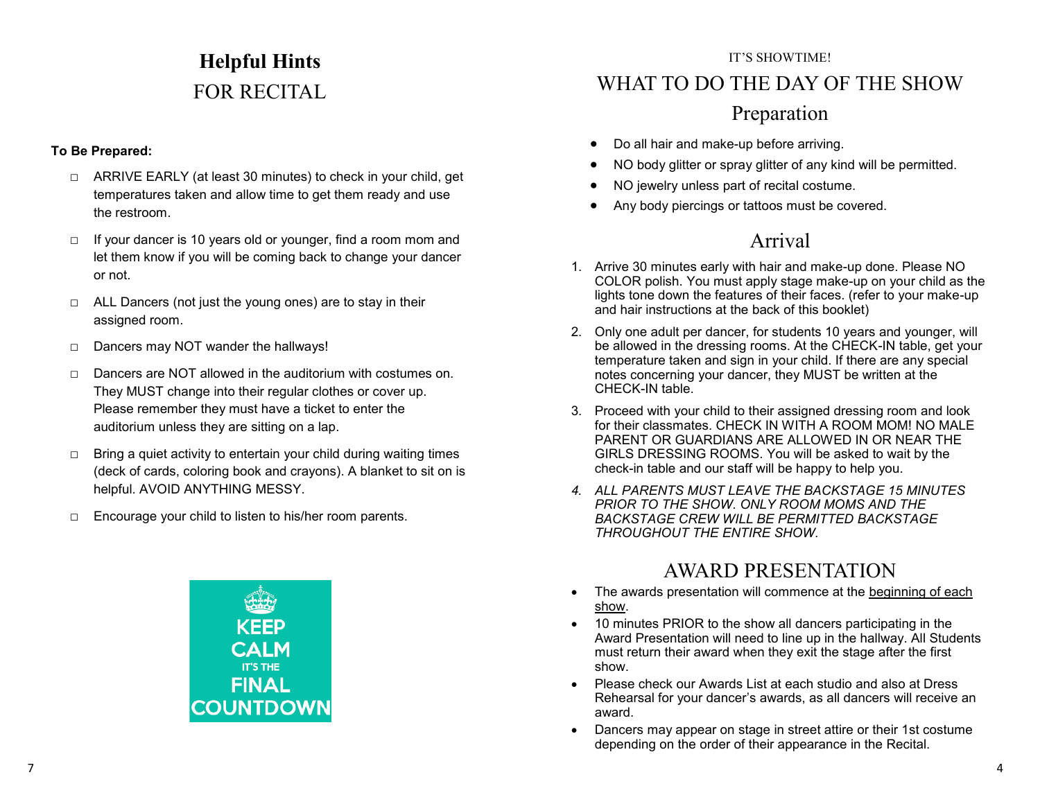# Helpful Hints

## FOR RECITAL

**To Be Prepared:**

- □ ARRIVE EARLY (at least 30 minutes) to check in your child, get temperatures taken and allow time to get them ready and use the restroom.
- □ If your dancer is 10 years old or younger, find a room mom and let them know if you will be coming back to change your dancer or not.
- □ ALL Dancers (not just the young ones) are to stay in their assigned room.
- □ Dancers may NOT wander the hallways!
- □ Dancers are NOT allowed in the auditorium with costumes on. They MUST change into their regular clothes or cover up. Please remember they must have a ticket to enter the auditorium unless they are sitting on a lap.
- □ Bring a quiet activity to entertain your child during waiting times (deck of cards, coloring book and crayons). A blanket to sit on is helpful. AVOID ANYTHING MESSY.
- □ Encourage your child to listen to his/her room parents.

KEEP CALM IT'S THE FINAL COUNTDOWN

IT'S SHOWTIME!

# WHAT TO DO THE DAY OF THE SHOW

## Preparation

- Do all hair and make-up before arriving.
- NO body glitter or spray glitter of any kind will be permitted.
- NO jewelry unless part of recital costume.
- Any body piercings or tattoos must be covered.

## Arrival

1. Arrive 30 minutes early with hair and make-up done. Please NO COLOR polish. You must apply stage make-up on your child as the lights tone down the features of their faces. (refer to your make-up and hair instructions at the back of this booklet)
2. Only one adult per dancer, for students 10 years and younger, will be allowed in the dressing rooms. At the CHECK-IN table, get your temperature taken and sign in your child. If there are any special notes concerning your dancer, they MUST be written at the CHECK-IN table.
3. Proceed with your child to their assigned dressing room and look for their classmates. CHECK IN WITH A ROOM MOM! NO MALE PARENT OR GUARDIANS ARE ALLOWED IN OR NEAR THE GIRLS DRESSING ROOMS. You will be asked to wait by the check-in table and our staff will be happy to help you.
4. *ALL PARENTS MUST LEAVE THE BACKSTAGE 15 MINUTES PRIOR TO THE SHOW. ONLY ROOM MOMS AND THE BACKSTAGE CREW WILL BE PERMITTED BACKSTAGE THROUGHOUT THE ENTIRE SHOW.*

## AWARD PRESENTATION

- The awards presentation will commence at the <u>beginning of each show</u>.
- 10 minutes PRIOR to the show all dancers participating in the Award Presentation will need to line up in the hallway. All Students must return their award when they exit the stage after the first show.
- Please check our Awards List at each studio and also at Dress Rehearsal for your dancer's awards, as all dancers will receive an award.
- Dancers may appear on stage in street attire or their 1st costume depending on the order of their appearance in the Recital.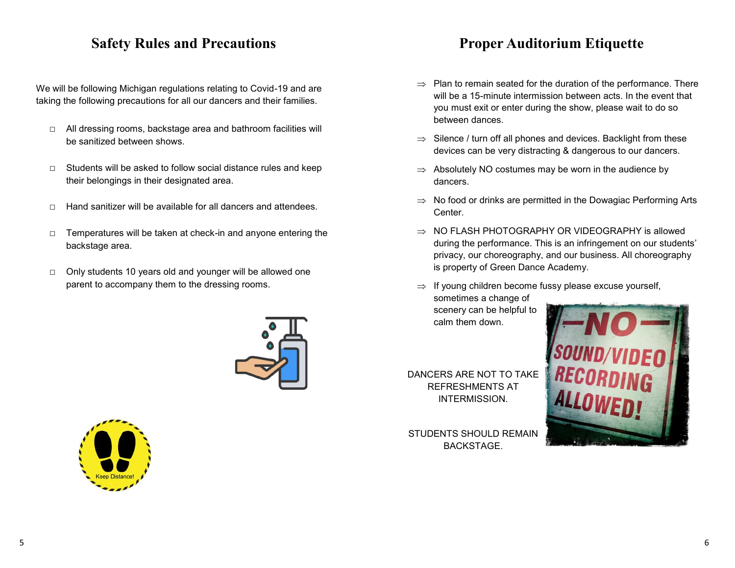# Safety Rules and Precautions

We will be following Michigan regulations relating to Covid-19 and are taking the following precautions for all our dancers and their families.

- All dressing rooms, backstage area and bathroom facilities will be sanitized between shows.
- Students will be asked to follow social distance rules and keep their belongings in their designated area.
- Hand sanitizer will be available for all dancers and attendees.
- Temperatures will be taken at check-in and anyone entering the backstage area.
- Only students 10 years old and younger will be allowed one parent to accompany them to the dressing rooms.

Keep Distance!

# Proper Auditorium Etiquette

- ⇒ Plan to remain seated for the duration of the performance. There will be a 15-minute intermission between acts. In the event that you must exit or enter during the show, please wait to do so between dances.
- ⇒ Silence / turn off all phones and devices. Backlight from these devices can be very distracting & dangerous to our dancers.
- ⇒ Absolutely NO costumes may be worn in the audience by dancers.
- ⇒ No food or drinks are permitted in the Dowagiac Performing Arts Center.
- ⇒ NO FLASH PHOTOGRAPHY OR VIDEOGRAPHY is allowed during the performance. This is an infringement on our students' privacy, our choreography, and our business. All choreography is property of Green Dance Academy.
- ⇒ If young children become fussy please excuse yourself, sometimes a change of scenery can be helpful to calm them down.

DANCERS ARE NOT TO TAKE REFRESHMENTS AT INTERMISSION.

STUDENTS SHOULD REMAIN BACKSTAGE.

—NO— SOUND/VIDEO RECORDING ALLOWED!